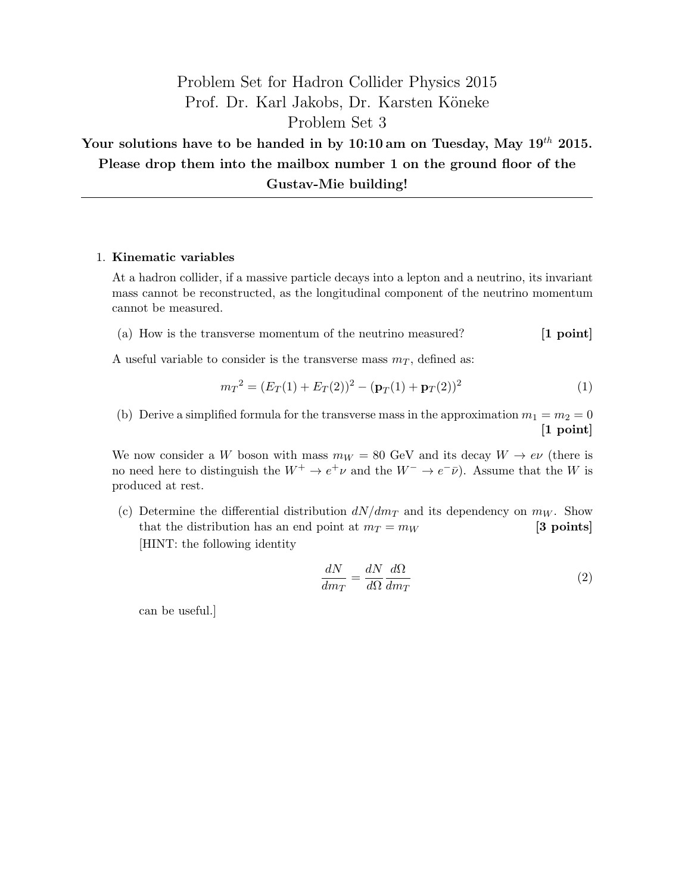# Problem Set for Hadron Collider Physics 2015
## Prof. Dr. Karl Jakobs, Dr. Karsten Köneke
## Problem Set 3

**Your solutions have to be handed in by 10:10 am on Tuesday, May 19$^{th}$ 2015. Please drop them into the mailbox number 1 on the ground floor of the Gustav-Mie building!**

---

1. **Kinematic variables**

   At a hadron collider, if a massive particle decays into a lepton and a neutrino, its invariant mass cannot be reconstructed, as the longitudinal component of the neutrino momentum cannot be measured.

   (a) How is the transverse momentum of the neutrino measured? **[1 point]**

   A useful variable to consider is the transverse mass $m_T$, defined as:

   $$m_T{}^2 = (E_T(1) + E_T(2))^2 - (\mathbf{p}_T(1) + \mathbf{p}_T(2))^2 \tag{1}$$

   (b) Derive a simplified formula for the transverse mass in the approximation $m_1 = m_2 = 0$ **[1 point]**

   We now consider a $W$ boson with mass $m_W = 80$ GeV and its decay $W \to e\nu$ (there is no need here to distinguish the $W^+ \to e^+\nu$ and the $W^- \to e^-\bar{\nu}$). Assume that the $W$ is produced at rest.

   (c) Determine the differential distribution $dN/dm_T$ and its dependency on $m_W$. Show that the distribution has an end point at $m_T = m_W$ **[3 points]**

   [HINT: the following identity

   $$\frac{dN}{dm_T} = \frac{dN}{d\Omega}\frac{d\Omega}{dm_T} \tag{2}$$

   can be useful.]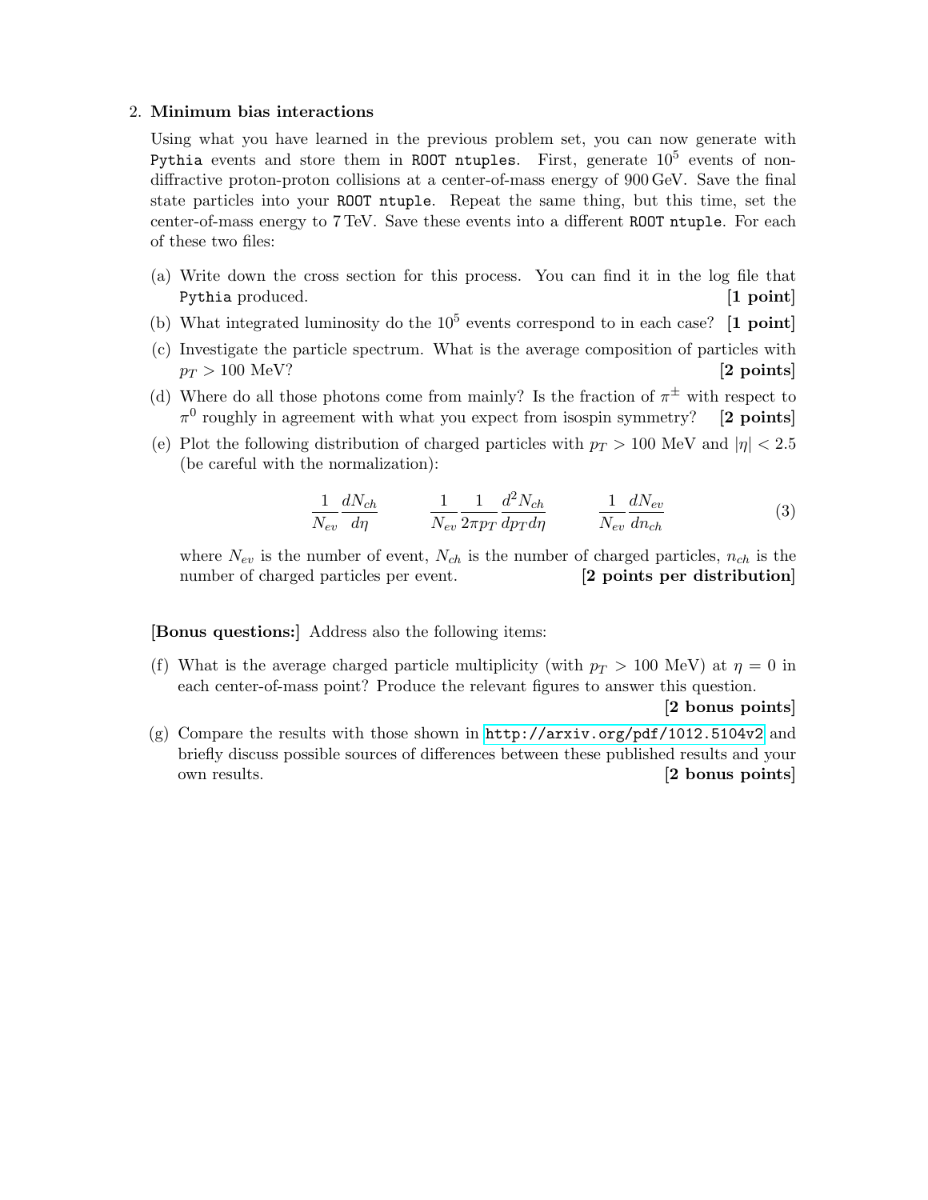2. **Minimum bias interactions**

   Using what you have learned in the previous problem set, you can now generate with `Pythia` events and store them in `ROOT ntuples`. First, generate $10^5$ events of non-diffractive proton-proton collisions at a center-of-mass energy of 900 GeV. Save the final state particles into your `ROOT ntuple`. Repeat the same thing, but this time, set the center-of-mass energy to 7 TeV. Save these events into a different `ROOT ntuple`. For each of these two files:

   (a) Write down the cross section for this process. You can find it in the log file that `Pythia` produced. **[1 point]**

   (b) What integrated luminosity do the $10^5$ events correspond to in each case? **[1 point]**

   (c) Investigate the particle spectrum. What is the average composition of particles with $p_T > 100$ MeV? **[2 points]**

   (d) Where do all those photons come from mainly? Is the fraction of $\pi^{\pm}$ with respect to $\pi^0$ roughly in agreement with what you expect from isospin symmetry? **[2 points]**

   (e) Plot the following distribution of charged particles with $p_T > 100$ MeV and $|\eta| < 2.5$ (be careful with the normalization):

   $$\frac{1}{N_{ev}}\frac{dN_{ch}}{d\eta} \qquad \frac{1}{N_{ev}}\frac{1}{2\pi p_T}\frac{d^2N_{ch}}{dp_T d\eta} \qquad \frac{1}{N_{ev}}\frac{dN_{ev}}{dn_{ch}} \tag{3}$$

   where $N_{ev}$ is the number of event, $N_{ch}$ is the number of charged particles, $n_{ch}$ is the number of charged particles per event. **[2 points per distribution]**

   **[Bonus questions:]** Address also the following items:

   (f) What is the average charged particle multiplicity (with $p_T > 100$ MeV) at $\eta = 0$ in each center-of-mass point? Produce the relevant figures to answer this question. **[2 bonus points]**

   (g) Compare the results with those shown in http://arxiv.org/pdf/1012.5104v2 and briefly discuss possible sources of differences between these published results and your own results. **[2 bonus points]**